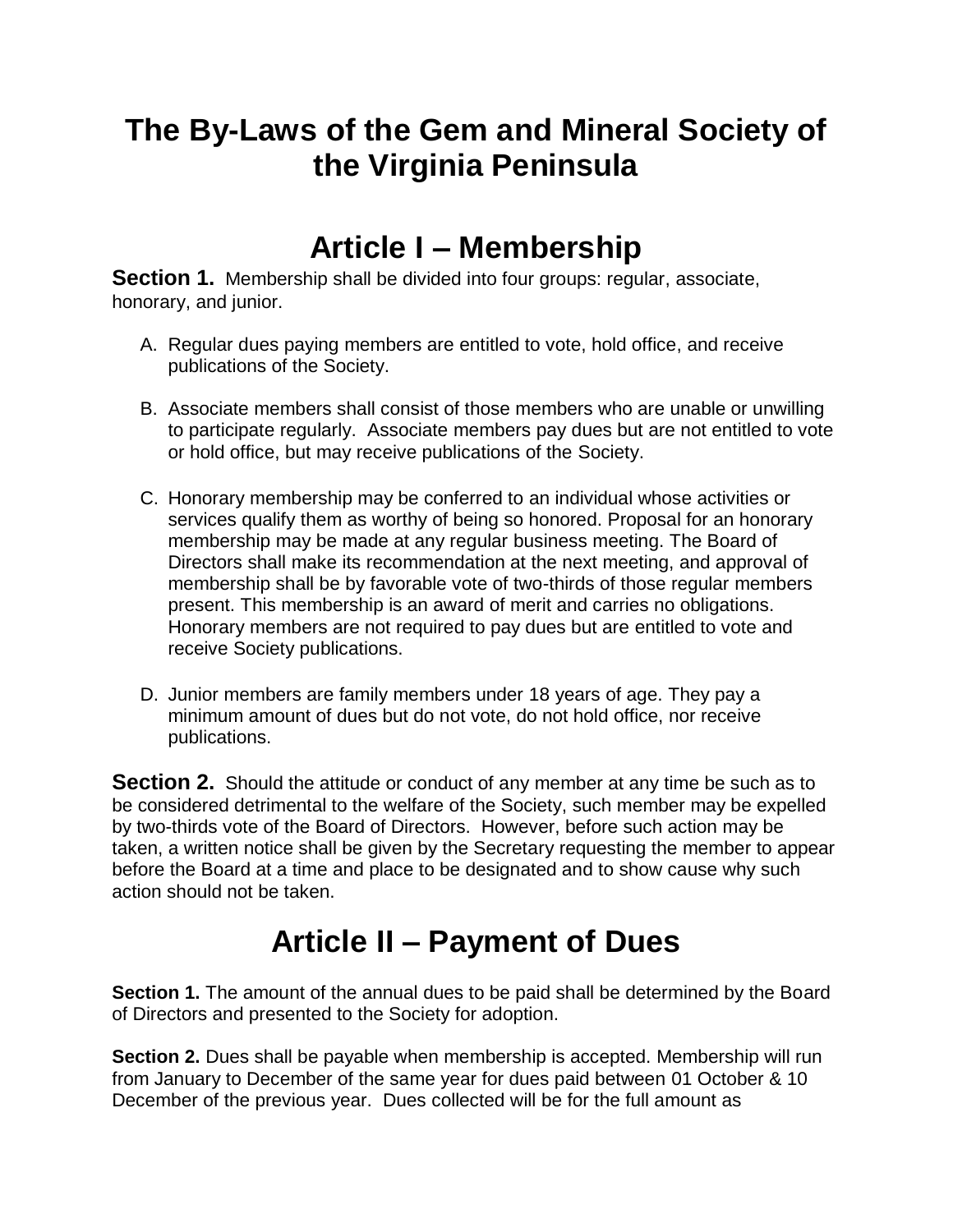# The By-Laws of the Gem and Mineral Society of the Virginia Peninsula

## Article I – Membership

**Section 1.** Membership shall be divided into four groups: regular, associate, honorary, and junior.

A. Regular dues paying members are entitled to vote, hold office, and receive publications of the Society.

B. Associate members shall consist of those members who are unable or unwilling to participate regularly. Associate members pay dues but are not entitled to vote or hold office, but may receive publications of the Society.

C. Honorary membership may be conferred to an individual whose activities or services qualify them as worthy of being so honored. Proposal for an honorary membership may be made at any regular business meeting. The Board of Directors shall make its recommendation at the next meeting, and approval of membership shall be by favorable vote of two-thirds of those regular members present. This membership is an award of merit and carries no obligations. Honorary members are not required to pay dues but are entitled to vote and receive Society publications.

D. Junior members are family members under 18 years of age. They pay a minimum amount of dues but do not vote, do not hold office, nor receive publications.

**Section 2.** Should the attitude or conduct of any member at any time be such as to be considered detrimental to the welfare of the Society, such member may be expelled by two-thirds vote of the Board of Directors. However, before such action may be taken, a written notice shall be given by the Secretary requesting the member to appear before the Board at a time and place to be designated and to show cause why such action should not be taken.

## Article II – Payment of Dues

**Section 1.** The amount of the annual dues to be paid shall be determined by the Board of Directors and presented to the Society for adoption.

**Section 2.** Dues shall be payable when membership is accepted. Membership will run from January to December of the same year for dues paid between 01 October & 10 December of the previous year. Dues collected will be for the full amount as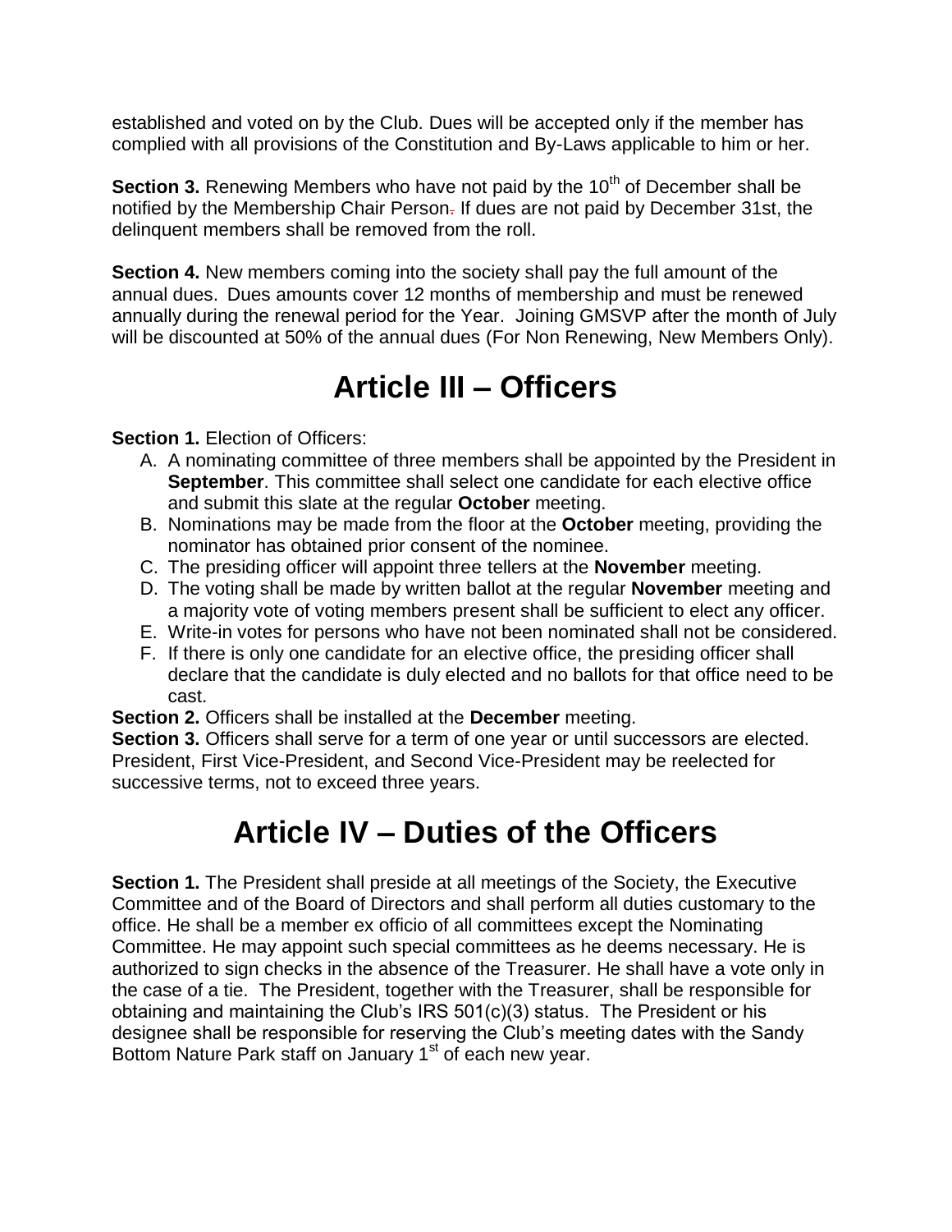established and voted on by the Club. Dues will be accepted only if the member has complied with all provisions of the Constitution and By-Laws applicable to him or her.

**Section 3.** Renewing Members who have not paid by the 10th of December shall be notified by the Membership Chair Person. If dues are not paid by December 31st, the delinquent members shall be removed from the roll.

**Section 4.** New members coming into the society shall pay the full amount of the annual dues. Dues amounts cover 12 months of membership and must be renewed annually during the renewal period for the Year. Joining GMSVP after the month of July will be discounted at 50% of the annual dues (For Non Renewing, New Members Only).

# Article III – Officers

**Section 1.** Election of Officers:

A. A nominating committee of three members shall be appointed by the President in **September**. This committee shall select one candidate for each elective office and submit this slate at the regular **October** meeting.
B. Nominations may be made from the floor at the **October** meeting, providing the nominator has obtained prior consent of the nominee.
C. The presiding officer will appoint three tellers at the **November** meeting.
D. The voting shall be made by written ballot at the regular **November** meeting and a majority vote of voting members present shall be sufficient to elect any officer.
E. Write-in votes for persons who have not been nominated shall not be considered.
F. If there is only one candidate for an elective office, the presiding officer shall declare that the candidate is duly elected and no ballots for that office need to be cast.

**Section 2.** Officers shall be installed at the **December** meeting.

**Section 3.** Officers shall serve for a term of one year or until successors are elected. President, First Vice-President, and Second Vice-President may be reelected for successive terms, not to exceed three years.

# Article IV – Duties of the Officers

**Section 1.** The President shall preside at all meetings of the Society, the Executive Committee and of the Board of Directors and shall perform all duties customary to the office. He shall be a member ex officio of all committees except the Nominating Committee. He may appoint such special committees as he deems necessary. He is authorized to sign checks in the absence of the Treasurer. He shall have a vote only in the case of a tie. The President, together with the Treasurer, shall be responsible for obtaining and maintaining the Club's IRS 501(c)(3) status. The President or his designee shall be responsible for reserving the Club's meeting dates with the Sandy Bottom Nature Park staff on January 1st of each new year.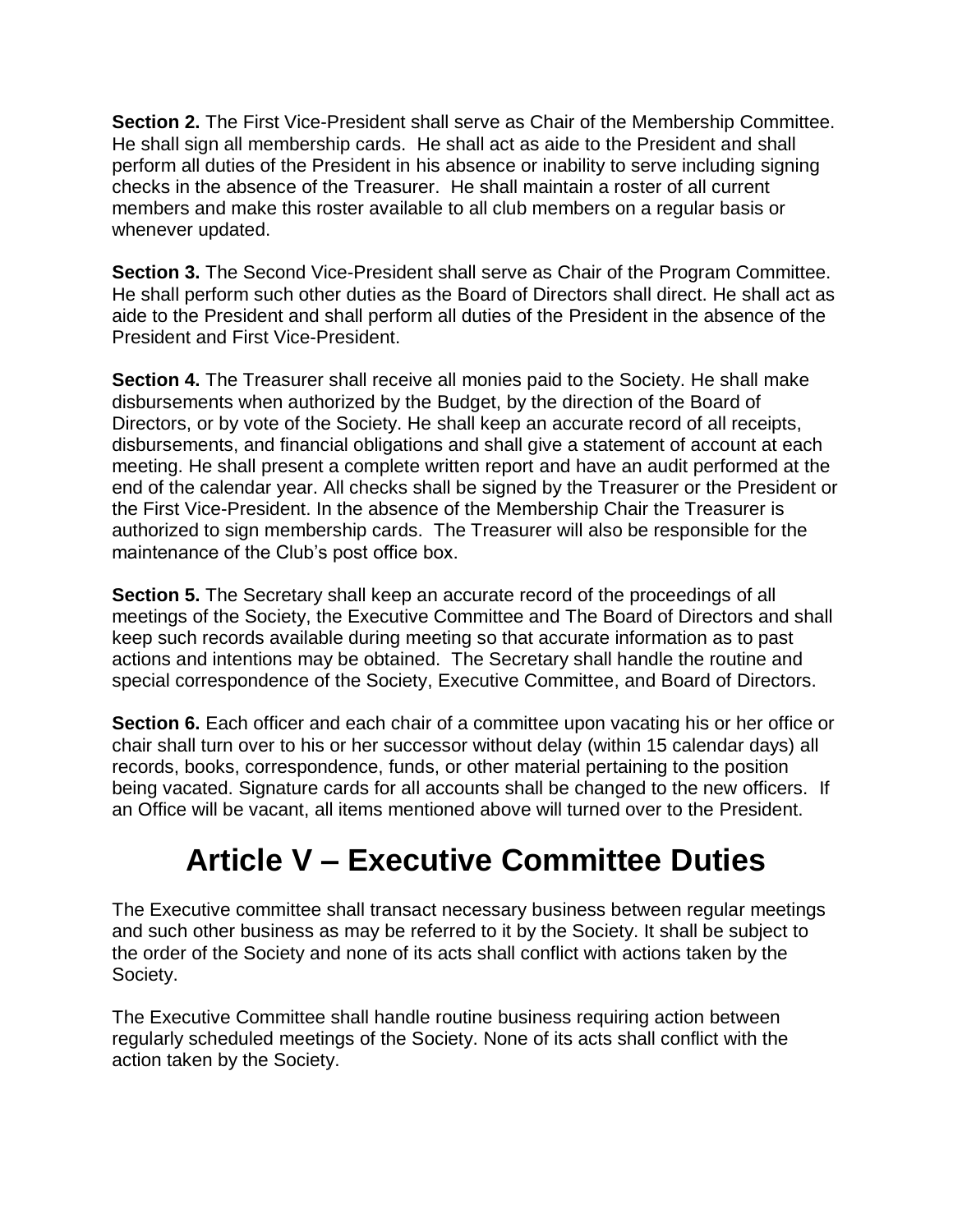**Section 2.** The First Vice-President shall serve as Chair of the Membership Committee. He shall sign all membership cards. He shall act as aide to the President and shall perform all duties of the President in his absence or inability to serve including signing checks in the absence of the Treasurer. He shall maintain a roster of all current members and make this roster available to all club members on a regular basis or whenever updated.

**Section 3.** The Second Vice-President shall serve as Chair of the Program Committee. He shall perform such other duties as the Board of Directors shall direct. He shall act as aide to the President and shall perform all duties of the President in the absence of the President and First Vice-President.

**Section 4.** The Treasurer shall receive all monies paid to the Society. He shall make disbursements when authorized by the Budget, by the direction of the Board of Directors, or by vote of the Society. He shall keep an accurate record of all receipts, disbursements, and financial obligations and shall give a statement of account at each meeting. He shall present a complete written report and have an audit performed at the end of the calendar year. All checks shall be signed by the Treasurer or the President or the First Vice-President. In the absence of the Membership Chair the Treasurer is authorized to sign membership cards. The Treasurer will also be responsible for the maintenance of the Club's post office box.

**Section 5.** The Secretary shall keep an accurate record of the proceedings of all meetings of the Society, the Executive Committee and The Board of Directors and shall keep such records available during meeting so that accurate information as to past actions and intentions may be obtained. The Secretary shall handle the routine and special correspondence of the Society, Executive Committee, and Board of Directors.

**Section 6.** Each officer and each chair of a committee upon vacating his or her office or chair shall turn over to his or her successor without delay (within 15 calendar days) all records, books, correspondence, funds, or other material pertaining to the position being vacated. Signature cards for all accounts shall be changed to the new officers. If an Office will be vacant, all items mentioned above will turned over to the President.

# Article V – Executive Committee Duties

The Executive committee shall transact necessary business between regular meetings and such other business as may be referred to it by the Society. It shall be subject to the order of the Society and none of its acts shall conflict with actions taken by the Society.

The Executive Committee shall handle routine business requiring action between regularly scheduled meetings of the Society. None of its acts shall conflict with the action taken by the Society.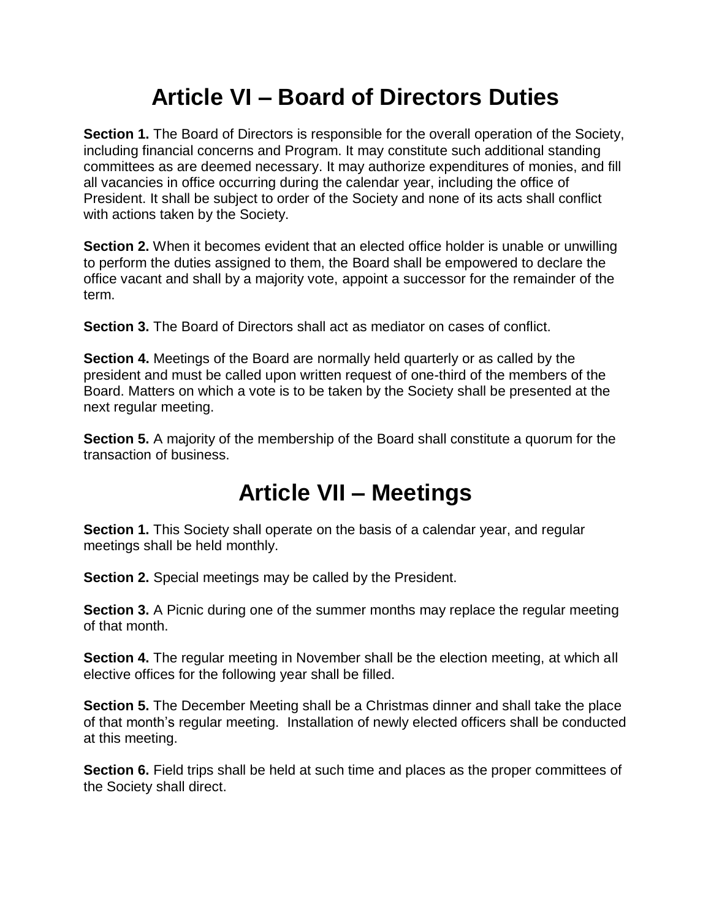# Article VI – Board of Directors Duties

**Section 1.** The Board of Directors is responsible for the overall operation of the Society, including financial concerns and Program. It may constitute such additional standing committees as are deemed necessary. It may authorize expenditures of monies, and fill all vacancies in office occurring during the calendar year, including the office of President. It shall be subject to order of the Society and none of its acts shall conflict with actions taken by the Society.

**Section 2.** When it becomes evident that an elected office holder is unable or unwilling to perform the duties assigned to them, the Board shall be empowered to declare the office vacant and shall by a majority vote, appoint a successor for the remainder of the term.

**Section 3.** The Board of Directors shall act as mediator on cases of conflict.

**Section 4.** Meetings of the Board are normally held quarterly or as called by the president and must be called upon written request of one-third of the members of the Board. Matters on which a vote is to be taken by the Society shall be presented at the next regular meeting.

**Section 5.** A majority of the membership of the Board shall constitute a quorum for the transaction of business.

# Article VII – Meetings

**Section 1.** This Society shall operate on the basis of a calendar year, and regular meetings shall be held monthly.

**Section 2.** Special meetings may be called by the President.

**Section 3.** A Picnic during one of the summer months may replace the regular meeting of that month.

**Section 4.** The regular meeting in November shall be the election meeting, at which all elective offices for the following year shall be filled.

**Section 5.** The December Meeting shall be a Christmas dinner and shall take the place of that month's regular meeting. Installation of newly elected officers shall be conducted at this meeting.

**Section 6.** Field trips shall be held at such time and places as the proper committees of the Society shall direct.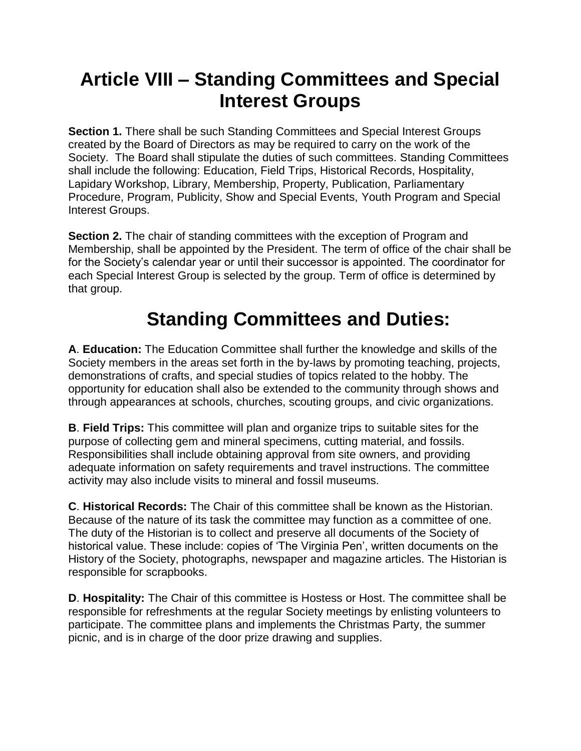# Article VIII – Standing Committees and Special Interest Groups

**Section 1.** There shall be such Standing Committees and Special Interest Groups created by the Board of Directors as may be required to carry on the work of the Society. The Board shall stipulate the duties of such committees. Standing Committees shall include the following: Education, Field Trips, Historical Records, Hospitality, Lapidary Workshop, Library, Membership, Property, Publication, Parliamentary Procedure, Program, Publicity, Show and Special Events, Youth Program and Special Interest Groups.

**Section 2.** The chair of standing committees with the exception of Program and Membership, shall be appointed by the President. The term of office of the chair shall be for the Society's calendar year or until their successor is appointed. The coordinator for each Special Interest Group is selected by the group. Term of office is determined by that group.

# Standing Committees and Duties:

**A**. **Education:** The Education Committee shall further the knowledge and skills of the Society members in the areas set forth in the by-laws by promoting teaching, projects, demonstrations of crafts, and special studies of topics related to the hobby. The opportunity for education shall also be extended to the community through shows and through appearances at schools, churches, scouting groups, and civic organizations.

**B**. **Field Trips:** This committee will plan and organize trips to suitable sites for the purpose of collecting gem and mineral specimens, cutting material, and fossils. Responsibilities shall include obtaining approval from site owners, and providing adequate information on safety requirements and travel instructions. The committee activity may also include visits to mineral and fossil museums.

**C**. **Historical Records:** The Chair of this committee shall be known as the Historian. Because of the nature of its task the committee may function as a committee of one. The duty of the Historian is to collect and preserve all documents of the Society of historical value. These include: copies of 'The Virginia Pen', written documents on the History of the Society, photographs, newspaper and magazine articles. The Historian is responsible for scrapbooks.

**D**. **Hospitality:** The Chair of this committee is Hostess or Host. The committee shall be responsible for refreshments at the regular Society meetings by enlisting volunteers to participate. The committee plans and implements the Christmas Party, the summer picnic, and is in charge of the door prize drawing and supplies.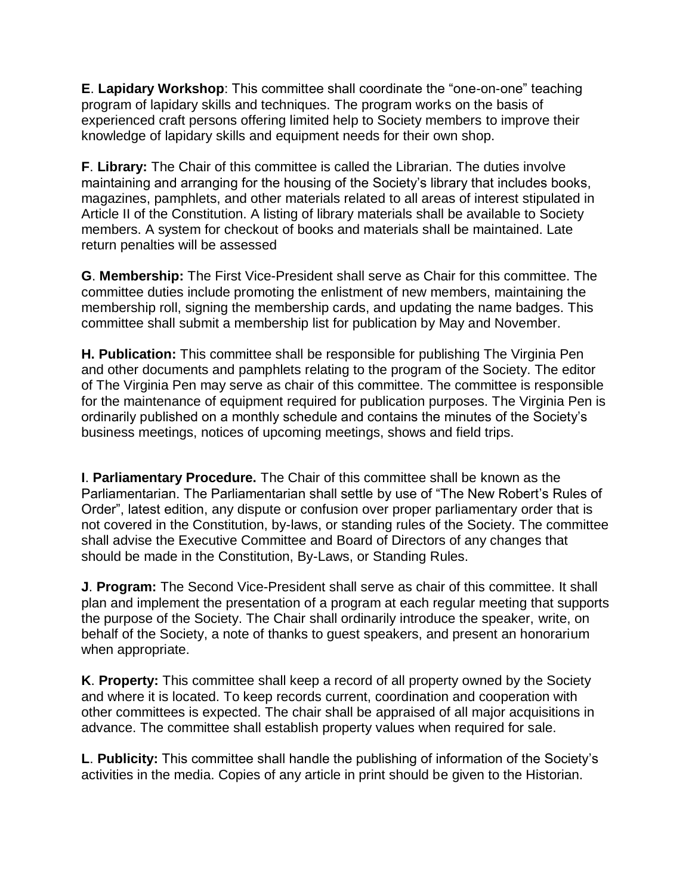**E**. **Lapidary Workshop**: This committee shall coordinate the "one-on-one" teaching program of lapidary skills and techniques. The program works on the basis of experienced craft persons offering limited help to Society members to improve their knowledge of lapidary skills and equipment needs for their own shop.

**F**. **Library:** The Chair of this committee is called the Librarian. The duties involve maintaining and arranging for the housing of the Society's library that includes books, magazines, pamphlets, and other materials related to all areas of interest stipulated in Article II of the Constitution. A listing of library materials shall be available to Society members. A system for checkout of books and materials shall be maintained. Late return penalties will be assessed

**G**. **Membership:** The First Vice-President shall serve as Chair for this committee. The committee duties include promoting the enlistment of new members, maintaining the membership roll, signing the membership cards, and updating the name badges. This committee shall submit a membership list for publication by May and November.

**H. Publication:** This committee shall be responsible for publishing The Virginia Pen and other documents and pamphlets relating to the program of the Society. The editor of The Virginia Pen may serve as chair of this committee. The committee is responsible for the maintenance of equipment required for publication purposes. The Virginia Pen is ordinarily published on a monthly schedule and contains the minutes of the Society's business meetings, notices of upcoming meetings, shows and field trips.

**I**. **Parliamentary Procedure.** The Chair of this committee shall be known as the Parliamentarian. The Parliamentarian shall settle by use of "The New Robert's Rules of Order", latest edition, any dispute or confusion over proper parliamentary order that is not covered in the Constitution, by-laws, or standing rules of the Society. The committee shall advise the Executive Committee and Board of Directors of any changes that should be made in the Constitution, By-Laws, or Standing Rules.

**J**. **Program:** The Second Vice-President shall serve as chair of this committee. It shall plan and implement the presentation of a program at each regular meeting that supports the purpose of the Society. The Chair shall ordinarily introduce the speaker, write, on behalf of the Society, a note of thanks to guest speakers, and present an honorarium when appropriate.

**K**. **Property:** This committee shall keep a record of all property owned by the Society and where it is located. To keep records current, coordination and cooperation with other committees is expected. The chair shall be appraised of all major acquisitions in advance. The committee shall establish property values when required for sale.

**L**. **Publicity:** This committee shall handle the publishing of information of the Society's activities in the media. Copies of any article in print should be given to the Historian.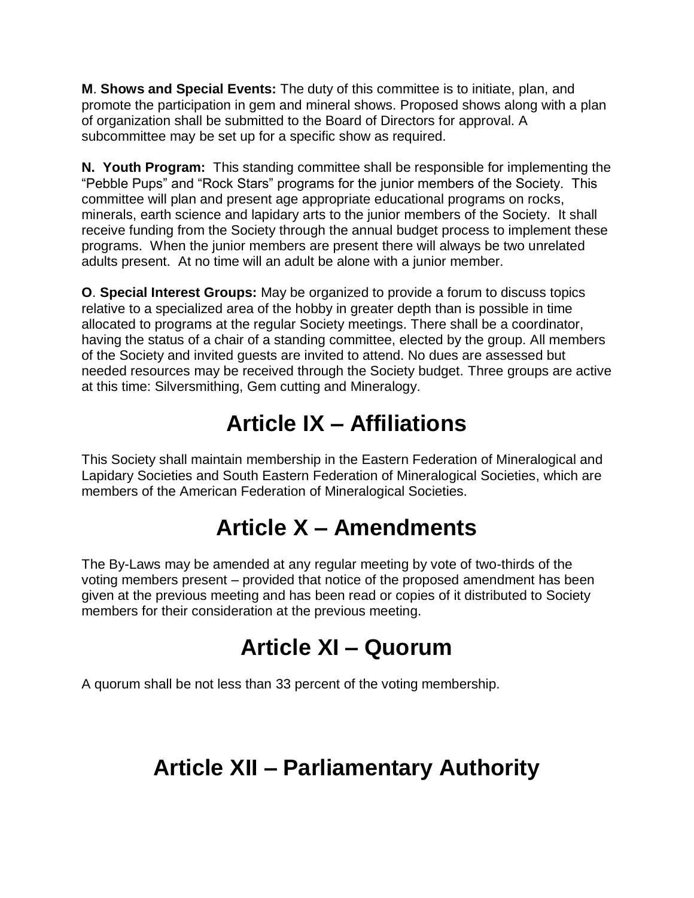**M**. **Shows and Special Events:** The duty of this committee is to initiate, plan, and promote the participation in gem and mineral shows. Proposed shows along with a plan of organization shall be submitted to the Board of Directors for approval. A subcommittee may be set up for a specific show as required.

**N. Youth Program:** This standing committee shall be responsible for implementing the "Pebble Pups" and "Rock Stars" programs for the junior members of the Society. This committee will plan and present age appropriate educational programs on rocks, minerals, earth science and lapidary arts to the junior members of the Society. It shall receive funding from the Society through the annual budget process to implement these programs. When the junior members are present there will always be two unrelated adults present. At no time will an adult be alone with a junior member.

**O**. **Special Interest Groups:** May be organized to provide a forum to discuss topics relative to a specialized area of the hobby in greater depth than is possible in time allocated to programs at the regular Society meetings. There shall be a coordinator, having the status of a chair of a standing committee, elected by the group. All members of the Society and invited guests are invited to attend. No dues are assessed but needed resources may be received through the Society budget. Three groups are active at this time: Silversmithing, Gem cutting and Mineralogy.

# Article IX – Affiliations

This Society shall maintain membership in the Eastern Federation of Mineralogical and Lapidary Societies and South Eastern Federation of Mineralogical Societies, which are members of the American Federation of Mineralogical Societies.

# Article X – Amendments

The By-Laws may be amended at any regular meeting by vote of two-thirds of the voting members present – provided that notice of the proposed amendment has been given at the previous meeting and has been read or copies of it distributed to Society members for their consideration at the previous meeting.

# Article XI – Quorum

A quorum shall be not less than 33 percent of the voting membership.

# Article XII – Parliamentary Authority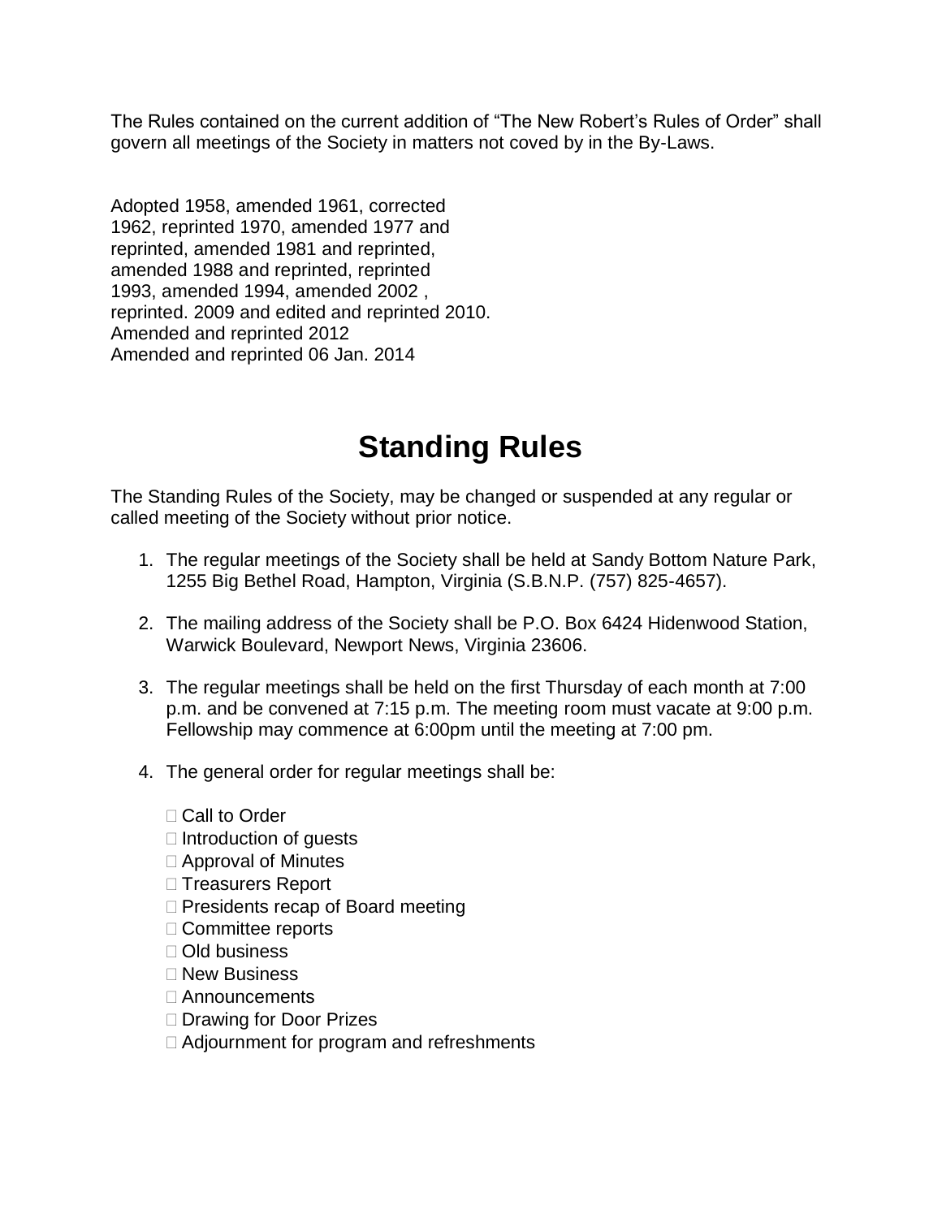The Rules contained on the current addition of "The New Robert's Rules of Order" shall govern all meetings of the Society in matters not coved by in the By-Laws.

Adopted 1958, amended 1961, corrected 1962, reprinted 1970, amended 1977 and reprinted, amended 1981 and reprinted, amended 1988 and reprinted, reprinted 1993, amended 1994, amended 2002 , reprinted. 2009 and edited and reprinted 2010.
Amended and reprinted 2012
Amended and reprinted 06 Jan. 2014

# Standing Rules

The Standing Rules of the Society, may be changed or suspended at any regular or called meeting of the Society without prior notice.

1. The regular meetings of the Society shall be held at Sandy Bottom Nature Park, 1255 Big Bethel Road, Hampton, Virginia (S.B.N.P. (757) 825-4657).

2. The mailing address of the Society shall be P.O. Box 6424 Hidenwood Station, Warwick Boulevard, Newport News, Virginia 23606.

3. The regular meetings shall be held on the first Thursday of each month at 7:00 p.m. and be convened at 7:15 p.m. The meeting room must vacate at 9:00 p.m. Fellowship may commence at 6:00pm until the meeting at 7:00 pm.

4. The general order for regular meetings shall be:

   - Call to Order
   - Introduction of guests
   - Approval of Minutes
   - Treasurers Report
   - Presidents recap of Board meeting
   - Committee reports
   - Old business
   - New Business
   - Announcements
   - Drawing for Door Prizes
   - Adjournment for program and refreshments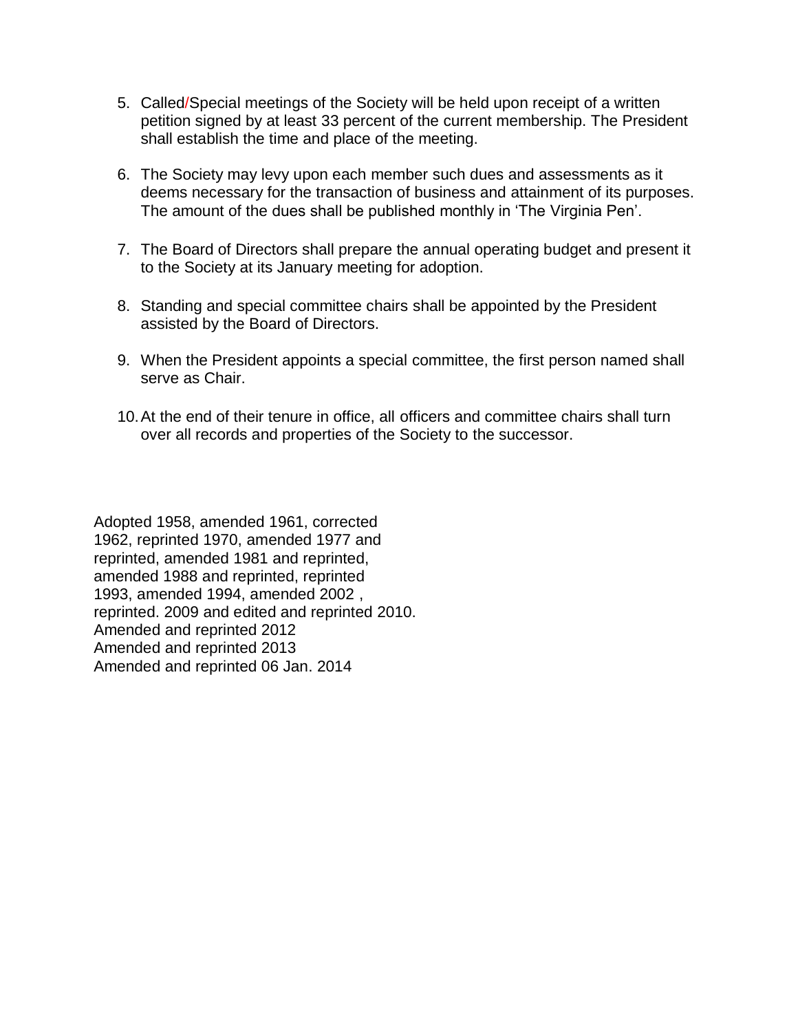5. Called/Special meetings of the Society will be held upon receipt of a written petition signed by at least 33 percent of the current membership. The President shall establish the time and place of the meeting.

6. The Society may levy upon each member such dues and assessments as it deems necessary for the transaction of business and attainment of its purposes. The amount of the dues shall be published monthly in 'The Virginia Pen'.

7. The Board of Directors shall prepare the annual operating budget and present it to the Society at its January meeting for adoption.

8. Standing and special committee chairs shall be appointed by the President assisted by the Board of Directors.

9. When the President appoints a special committee, the first person named shall serve as Chair.

10. At the end of their tenure in office, all officers and committee chairs shall turn over all records and properties of the Society to the successor.

Adopted 1958, amended 1961, corrected 1962, reprinted 1970, amended 1977 and reprinted, amended 1981 and reprinted, amended 1988 and reprinted, reprinted 1993, amended 1994, amended 2002 , reprinted. 2009 and edited and reprinted 2010.
Amended and reprinted 2012
Amended and reprinted 2013
Amended and reprinted 06 Jan. 2014